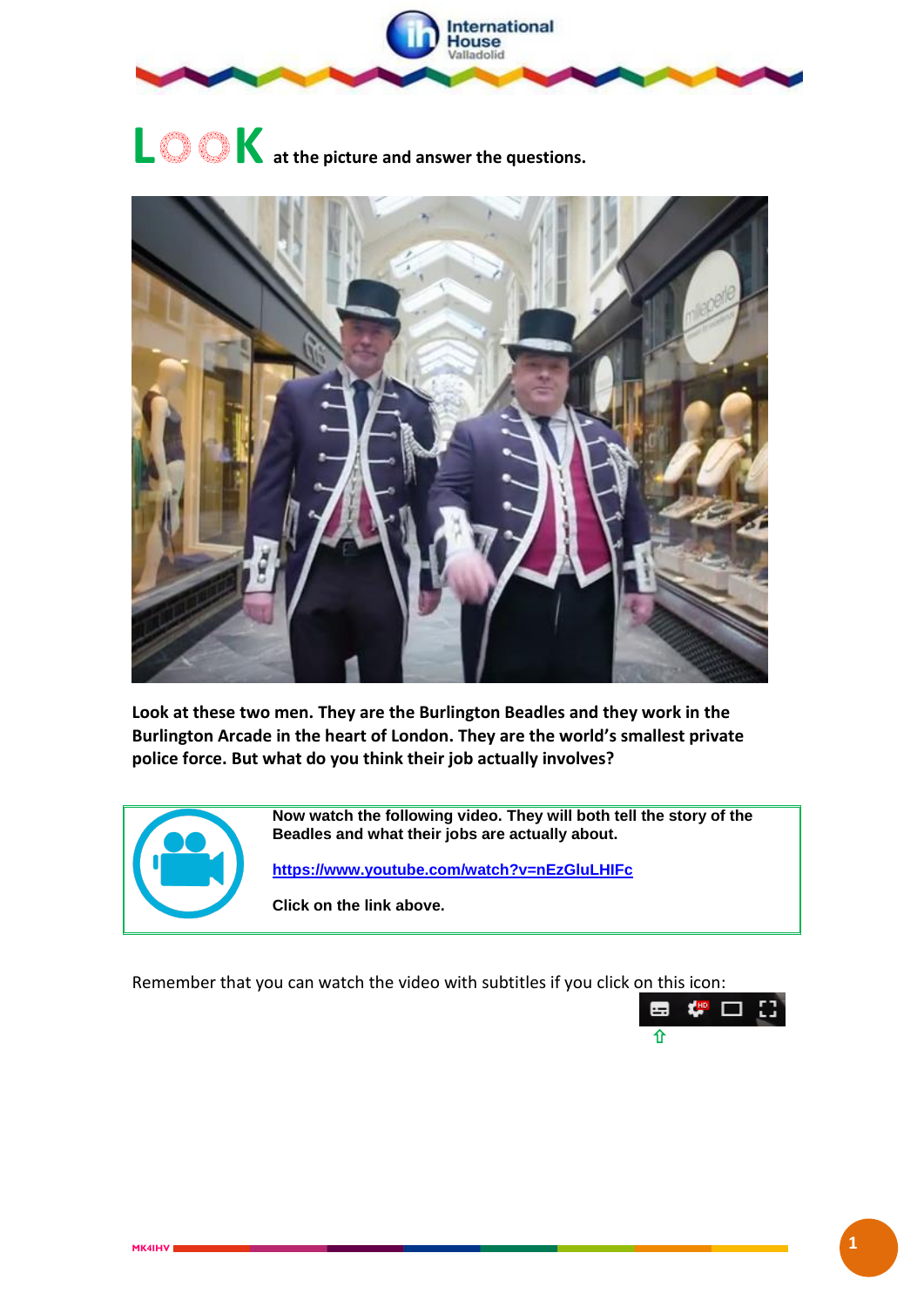# LOOK at the picture and answer the questions.

**Look at these two men. They are the Burlington Beadles and they work in the Burlington Arcade in the heart of London. They are the world's smallest private police force. But what do you think their job actually involves?**

**Now watch the following video. They will both tell the story of the Beadles and what their jobs are actually about.**

**https://www.youtube.com/watch?v=nEzGluLHIFc**

**Click on the link above.**

Remember that you can watch the video with subtitles if you click on this icon: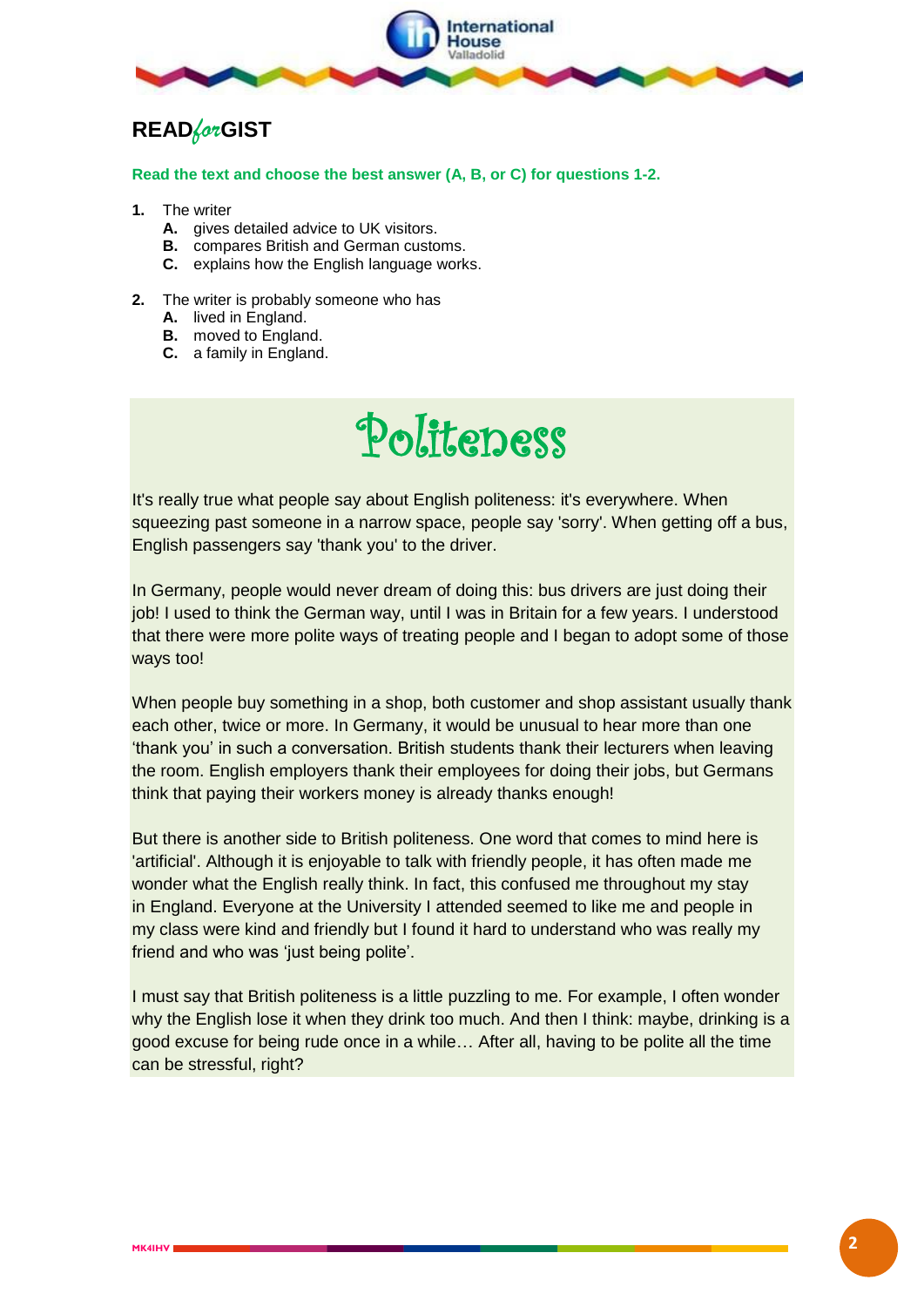## READ*for*GIST

**Read the text and choose the best answer (A, B, or C) for questions 1-2.**

**1.** The writer
   **A.** gives detailed advice to UK visitors.
   **B.** compares British and German customs.
   **C.** explains how the English language works.

**2.** The writer is probably someone who has
   **A.** lived in England.
   **B.** moved to England.
   **C.** a family in England.

# Politeness

It's really true what people say about English politeness: it's everywhere. When squeezing past someone in a narrow space, people say 'sorry'. When getting off a bus, English passengers say 'thank you' to the driver.

In Germany, people would never dream of doing this: bus drivers are just doing their job! I used to think the German way, until I was in Britain for a few years. I understood that there were more polite ways of treating people and I began to adopt some of those ways too!

When people buy something in a shop, both customer and shop assistant usually thank each other, twice or more. In Germany, it would be unusual to hear more than one 'thank you' in such a conversation. British students thank their lecturers when leaving the room. English employers thank their employees for doing their jobs, but Germans think that paying their workers money is already thanks enough!

But there is another side to British politeness. One word that comes to mind here is 'artificial'. Although it is enjoyable to talk with friendly people, it has often made me wonder what the English really think. In fact, this confused me throughout my stay in England. Everyone at the University I attended seemed to like me and people in my class were kind and friendly but I found it hard to understand who was really my friend and who was 'just being polite'.

I must say that British politeness is a little puzzling to me. For example, I often wonder why the English lose it when they drink too much. And then I think: maybe, drinking is a good excuse for being rude once in a while… After all, having to be polite all the time can be stressful, right?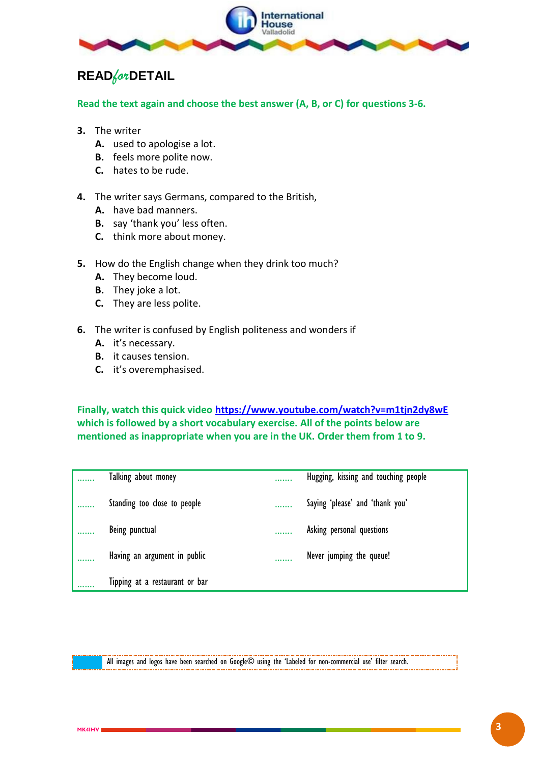## READ*for*DETAIL

**Read the text again and choose the best answer (A, B, or C) for questions 3-6.**

**3.** The writer
- **A.** used to apologise a lot.
- **B.** feels more polite now.
- **C.** hates to be rude.

**4.** The writer says Germans, compared to the British,
- **A.** have bad manners.
- **B.** say 'thank you' less often.
- **C.** think more about money.

**5.** How do the English change when they drink too much?
- **A.** They become loud.
- **B.** They joke a lot.
- **C.** They are less polite.

**6.** The writer is confused by English politeness and wonders if
- **A.** it's necessary.
- **B.** it causes tension.
- **C.** it's overemphasised.

**Finally, watch this quick video [https://www.youtube.com/watch?v=m1tjn2dy8wE](https://www.youtube.com/watch?v=m1tjn2dy8wE) which is followed by a short vocabulary exercise. All of the points below are mentioned as inappropriate when you are in the UK. Order them from 1 to 9.**

| | | | |
|---|---|---|---|
| ....... | Talking about money | ....... | Hugging, kissing and touching people |
| ....... | Standing too close to people | ....... | Saying 'please' and 'thank you' |
| ....... | Being punctual | ....... | Asking personal questions |
| ....... | Having an argument in public | ....... | Never jumping the queue! |
| ....... | Tipping at a restaurant or bar | | |

All images and logos have been searched on Google© using the 'Labeled for non-commercial use' filter search.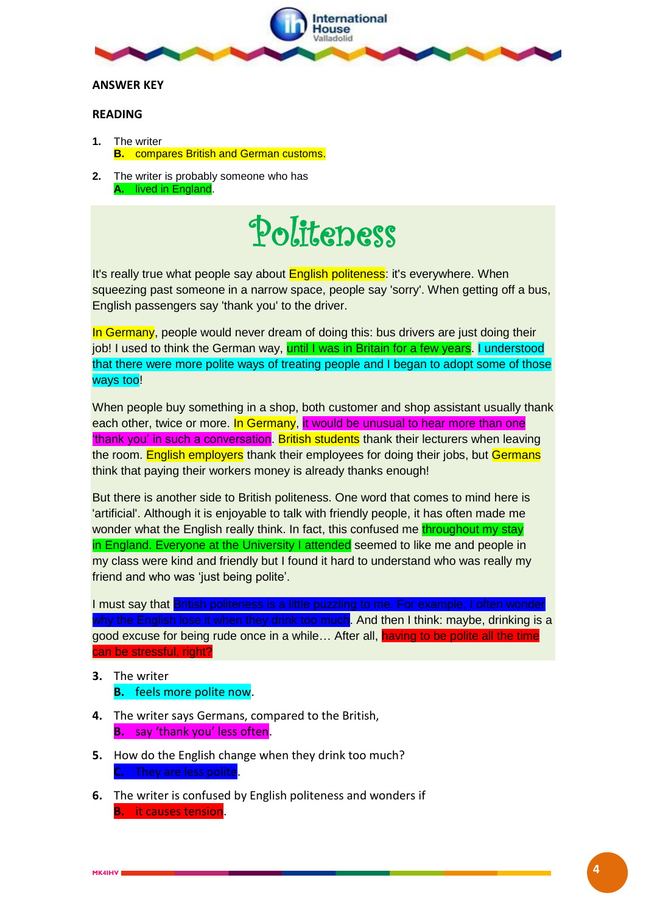**ANSWER KEY**

**READING**

1. The writer
   **B.** compares British and German customs.

2. The writer is probably someone who has
   **A.** lived in England.

# Politeness

It's really true what people say about English politeness: it's everywhere. When squeezing past someone in a narrow space, people say 'sorry'. When getting off a bus, English passengers say 'thank you' to the driver.

In Germany, people would never dream of doing this: bus drivers are just doing their job! I used to think the German way, until I was in Britain for a few years. I understood that there were more polite ways of treating people and I began to adopt some of those ways too!

When people buy something in a shop, both customer and shop assistant usually thank each other, twice or more. In Germany, it would be unusual to hear more than one 'thank you' in such a conversation. British students thank their lecturers when leaving the room. English employers thank their employees for doing their jobs, but Germans think that paying their workers money is already thanks enough!

But there is another side to British politeness. One word that comes to mind here is 'artificial'. Although it is enjoyable to talk with friendly people, it has often made me wonder what the English really think. In fact, this confused me throughout my stay in England. Everyone at the University I attended seemed to like me and people in my class were kind and friendly but I found it hard to understand who was really my friend and who was 'just being polite'.

I must say that British politeness is a little puzzling to me. For example, I often wonder why the English lose it when they drink too much. And then I think: maybe, drinking is a good excuse for being rude once in a while… After all, having to be polite all the time can be stressful, right?

3. The writer
   **B.** feels more polite now.

4. The writer says Germans, compared to the British,
   **B.** say 'thank you' less often.

5. How do the English change when they drink too much?
   **C.** They are less polite.

6. The writer is confused by English politeness and wonders if
   **B.** it causes tension.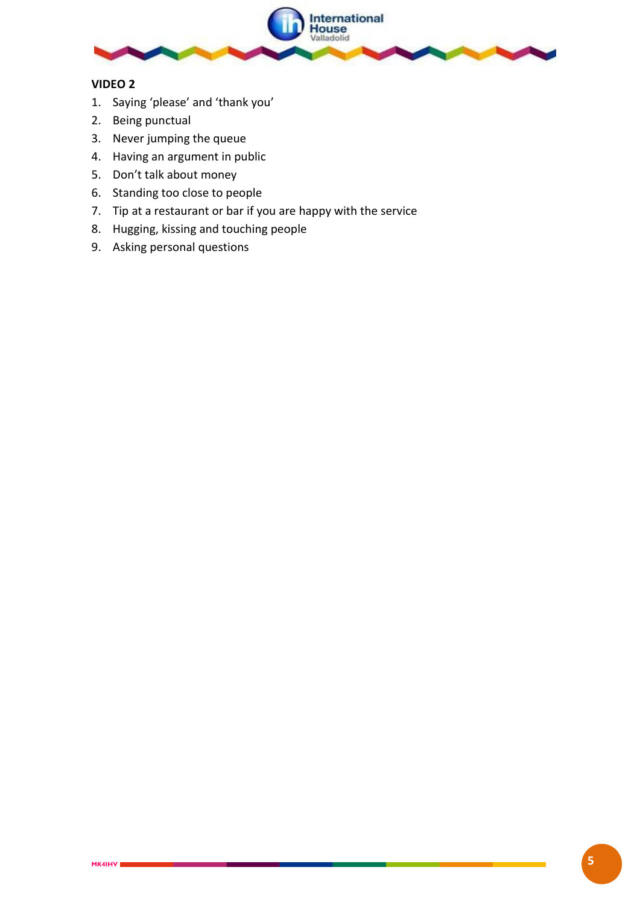**VIDEO 2**

1. Saying 'please' and 'thank you'
2. Being punctual
3. Never jumping the queue
4. Having an argument in public
5. Don't talk about money
6. Standing too close to people
7. Tip at a restaurant or bar if you are happy with the service
8. Hugging, kissing and touching people
9. Asking personal questions